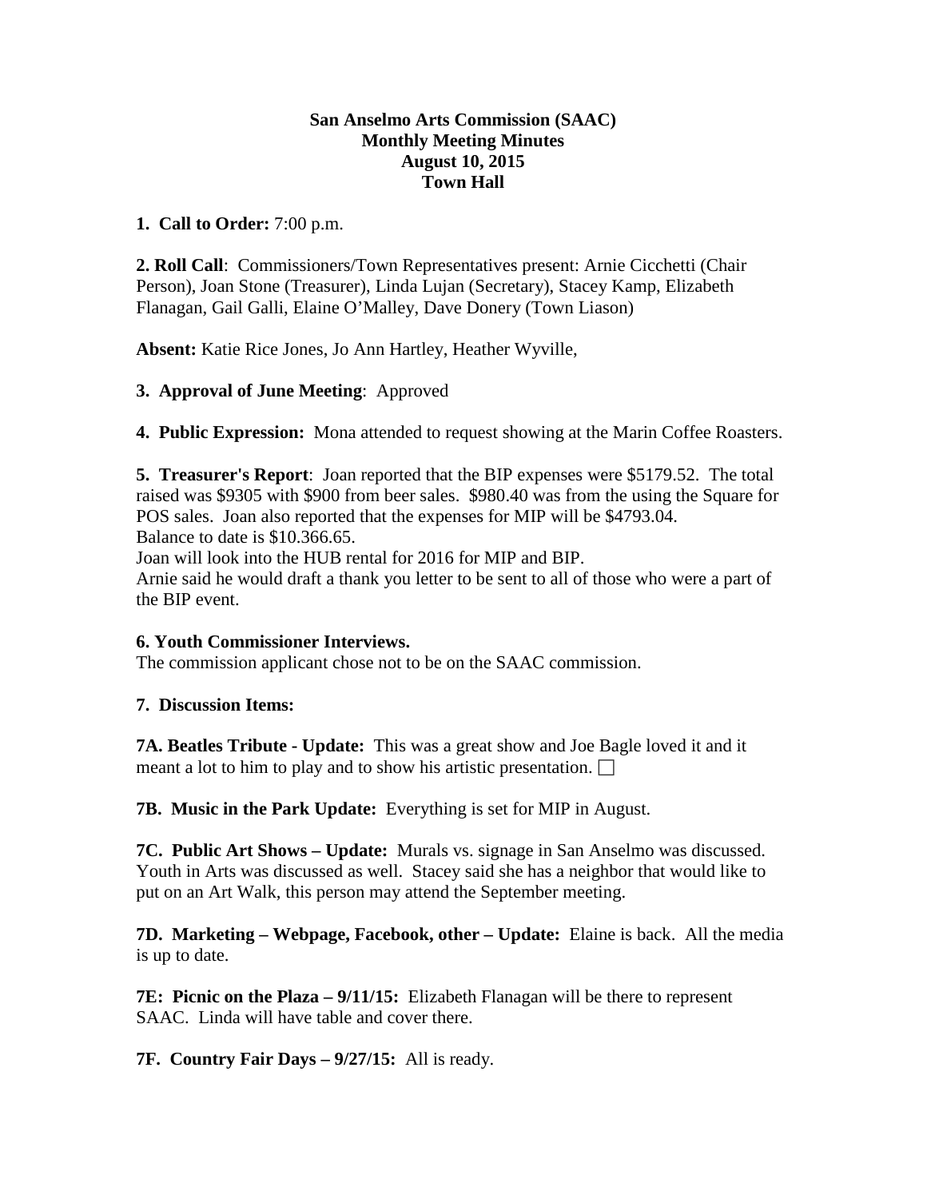**San Anselmo Arts Commission (SAAC)**
**Monthly Meeting Minutes**
**August 10, 2015**
**Town Hall**

**1. Call to Order:** 7:00 p.m.

**2. Roll Call**: Commissioners/Town Representatives present: Arnie Cicchetti (Chair Person), Joan Stone (Treasurer), Linda Lujan (Secretary), Stacey Kamp, Elizabeth Flanagan, Gail Galli, Elaine O'Malley, Dave Donery (Town Liason)

**Absent:** Katie Rice Jones, Jo Ann Hartley, Heather Wyville,

**3. Approval of June Meeting**: Approved

**4. Public Expression:** Mona attended to request showing at the Marin Coffee Roasters.

**5. Treasurer's Report**: Joan reported that the BIP expenses were $5179.52. The total raised was $9305 with $900 from beer sales. $980.40 was from the using the Square for POS sales. Joan also reported that the expenses for MIP will be $4793.04.
Balance to date is $10.366.65.
Joan will look into the HUB rental for 2016 for MIP and BIP.
Arnie said he would draft a thank you letter to be sent to all of those who were a part of the BIP event.

**6. Youth Commissioner Interviews.**
The commission applicant chose not to be on the SAAC commission.

**7. Discussion Items:**

**7A. Beatles Tribute - Update:** This was a great show and Joe Bagle loved it and it meant a lot to him to play and to show his artistic presentation. ☐

**7B. Music in the Park Update:** Everything is set for MIP in August.

**7C. Public Art Shows – Update:** Murals vs. signage in San Anselmo was discussed. Youth in Arts was discussed as well. Stacey said she has a neighbor that would like to put on an Art Walk, this person may attend the September meeting.

**7D. Marketing – Webpage, Facebook, other – Update:** Elaine is back. All the media is up to date.

**7E: Picnic on the Plaza – 9/11/15:** Elizabeth Flanagan will be there to represent SAAC. Linda will have table and cover there.

**7F. Country Fair Days – 9/27/15:** All is ready.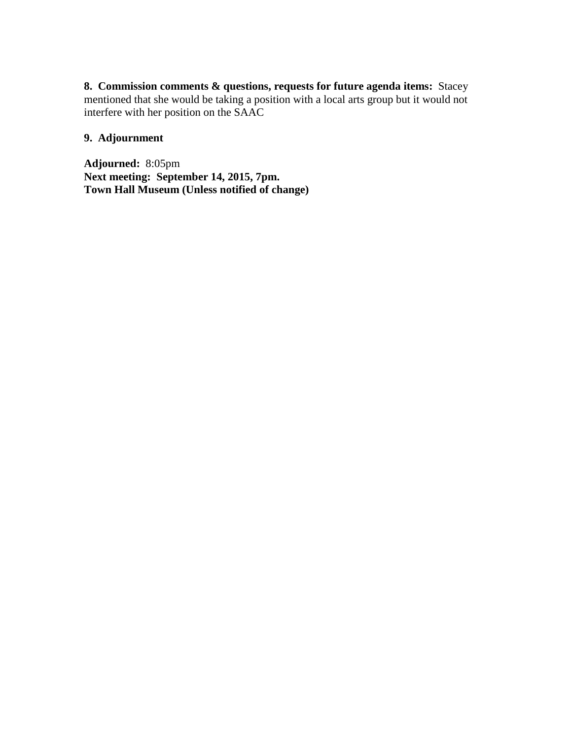**8. Commission comments & questions, requests for future agenda items:** Stacey mentioned that she would be taking a position with a local arts group but it would not interfere with her position on the SAAC

**9. Adjournment**

**Adjourned:** 8:05pm
**Next meeting: September 14, 2015, 7pm.**
**Town Hall Museum (Unless notified of change)**